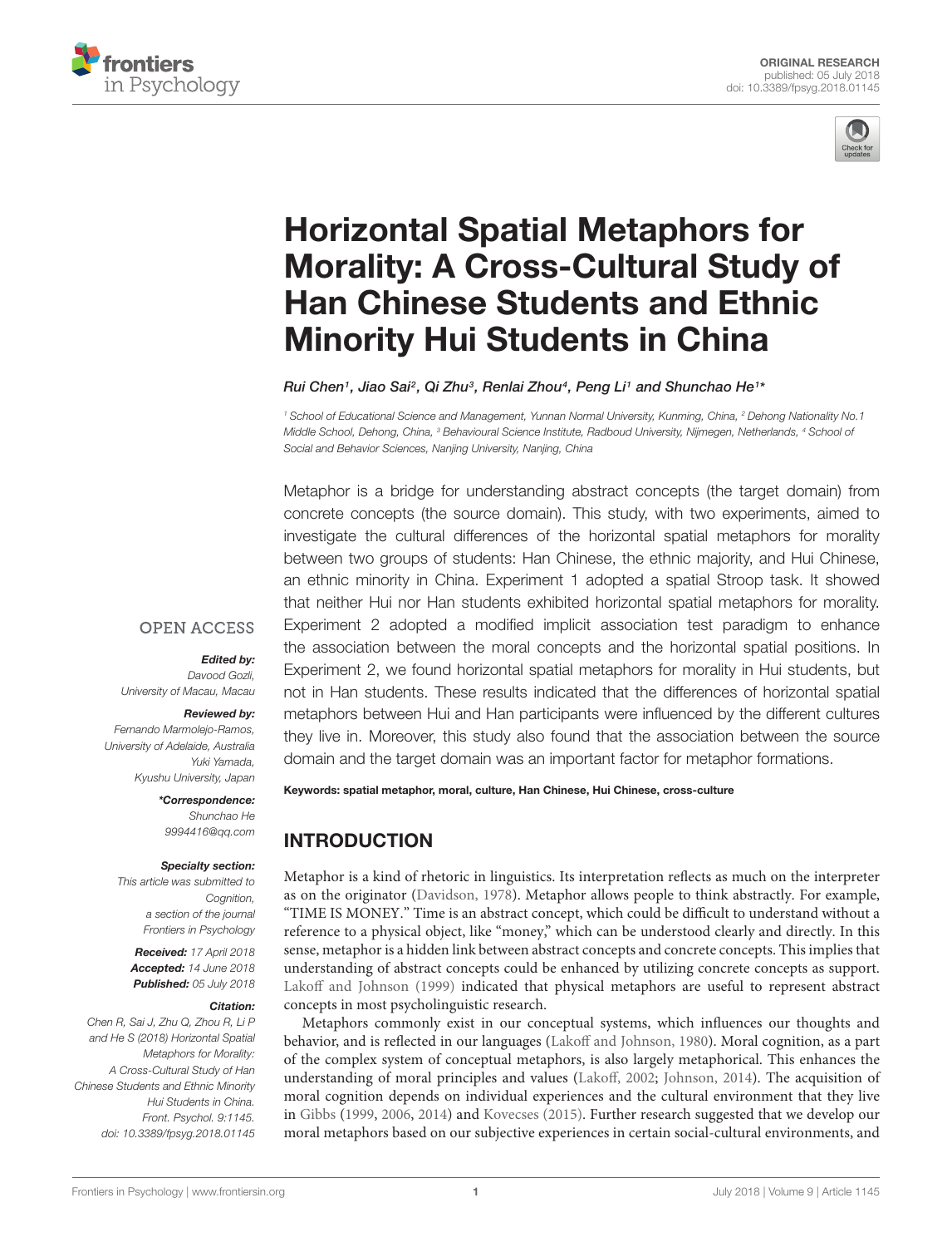ORIGINAL RESEARCH
published: 05 July 2018
doi: 10.3389/fpsyg.2018.01145

# Horizontal Spatial Metaphors for Morality: A Cross-Cultural Study of Han Chinese Students and Ethnic Minority Hui Students in China

*Rui Chen[1], Jiao Sai[2], Qi Zhu[3], Renlai Zhou[4], Peng Li[1] and Shunchao He[1]**

[1] School of Educational Science and Management, Yunnan Normal University, Kunming, China, [2] Dehong Nationality No.1 Middle School, Dehong, China, [3] Behavioural Science Institute, Radboud University, Nijmegen, Netherlands, [4] School of Social and Behavior Sciences, Nanjing University, Nanjing, China

Metaphor is a bridge for understanding abstract concepts (the target domain) from concrete concepts (the source domain). This study, with two experiments, aimed to investigate the cultural differences of the horizontal spatial metaphors for morality between two groups of students: Han Chinese, the ethnic majority, and Hui Chinese, an ethnic minority in China. Experiment 1 adopted a spatial Stroop task. It showed that neither Hui nor Han students exhibited horizontal spatial metaphors for morality. Experiment 2 adopted a modified implicit association test paradigm to enhance the association between the moral concepts and the horizontal spatial positions. In Experiment 2, we found horizontal spatial metaphors for morality in Hui students, but not in Han students. These results indicated that the differences of horizontal spatial metaphors between Hui and Han participants were influenced by the different cultures they live in. Moreover, this study also found that the association between the source domain and the target domain was an important factor for metaphor formations.

**Keywords: spatial metaphor, moral, culture, Han Chinese, Hui Chinese, cross-culture**

OPEN ACCESS

***Edited by:***
*Davood Gozli,*
*University of Macau, Macau*

***Reviewed by:***
*Fernando Marmolejo-Ramos,*
*University of Adelaide, Australia*
*Yuki Yamada,*
*Kyushu University, Japan*

***\*Correspondence:***
*Shunchao He*
*9994416@qq.com*

***Specialty section:***
*This article was submitted to Cognition, a section of the journal Frontiers in Psychology*

***Received:*** *17 April 2018*
***Accepted:*** *14 June 2018*
***Published:*** *05 July 2018*

***Citation:***
*Chen R, Sai J, Zhu Q, Zhou R, Li P and He S (2018) Horizontal Spatial Metaphors for Morality: A Cross-Cultural Study of Han Chinese Students and Ethnic Minority Hui Students in China. Front. Psychol. 9:1145. doi: 10.3389/fpsyg.2018.01145*

## INTRODUCTION

Metaphor is a kind of rhetoric in linguistics. Its interpretation reflects as much on the interpreter as on the originator (Davidson, 1978). Metaphor allows people to think abstractly. For example, "TIME IS MONEY." Time is an abstract concept, which could be difficult to understand without a reference to a physical object, like "money," which can be understood clearly and directly. In this sense, metaphor is a hidden link between abstract concepts and concrete concepts. This implies that understanding of abstract concepts could be enhanced by utilizing concrete concepts as support. Lakoff and Johnson (1999) indicated that physical metaphors are useful to represent abstract concepts in most psycholinguistic research.

Metaphors commonly exist in our conceptual systems, which influences our thoughts and behavior, and is reflected in our languages (Lakoff and Johnson, 1980). Moral cognition, as a part of the complex system of conceptual metaphors, is also largely metaphorical. This enhances the understanding of moral principles and values (Lakoff, 2002; Johnson, 2014). The acquisition of moral cognition depends on individual experiences and the cultural environment that they live in Gibbs (1999, 2006, 2014) and Kovecses (2015). Further research suggested that we develop our moral metaphors based on our subjective experiences in certain social-cultural environments, and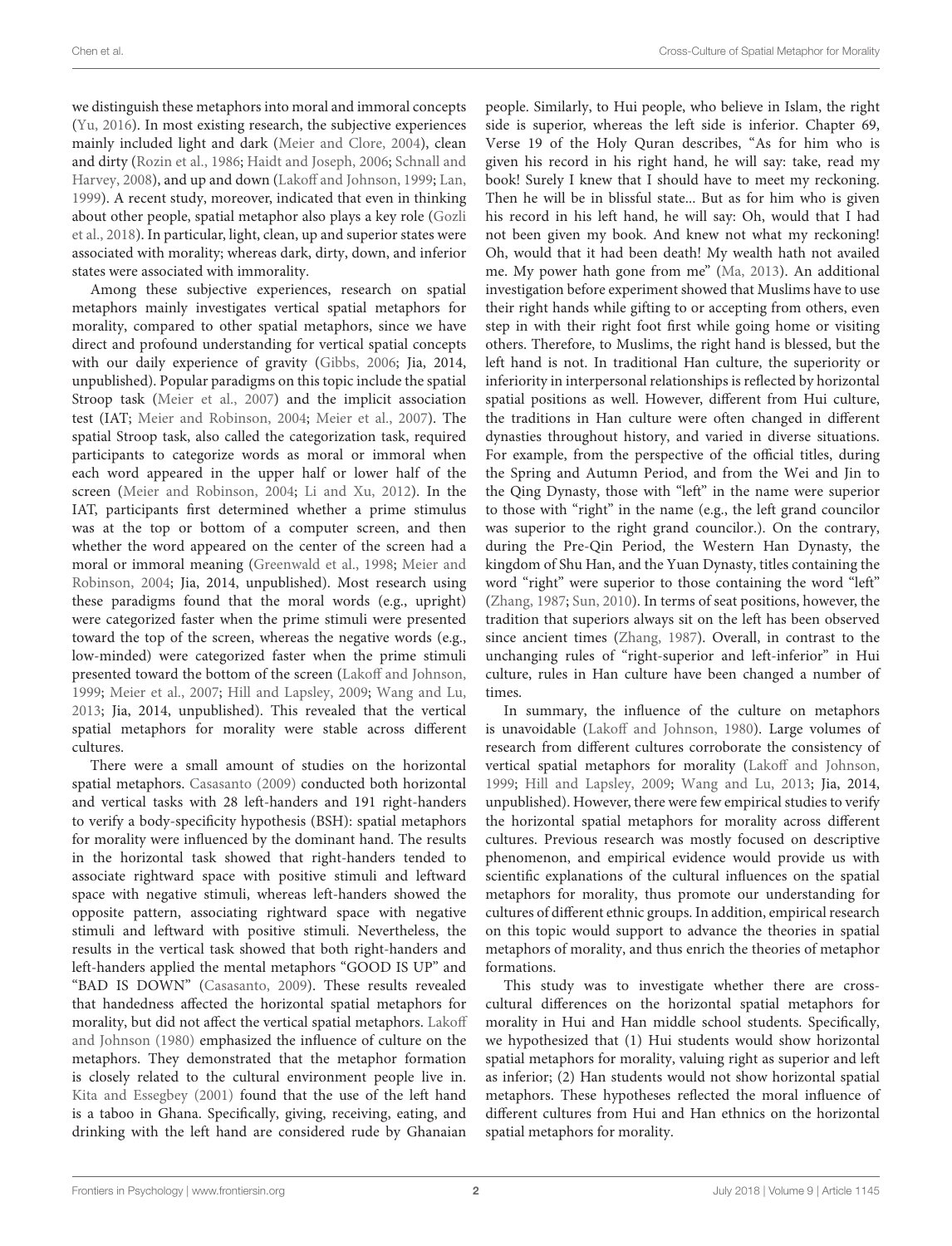we distinguish these metaphors into moral and immoral concepts (Yu, 2016). In most existing research, the subjective experiences mainly included light and dark (Meier and Clore, 2004), clean and dirty (Rozin et al., 1986; Haidt and Joseph, 2006; Schnall and Harvey, 2008), and up and down (Lakoff and Johnson, 1999; Lan, 1999). A recent study, moreover, indicated that even in thinking about other people, spatial metaphor also plays a key role (Gozli et al., 2018). In particular, light, clean, up and superior states were associated with morality; whereas dark, dirty, down, and inferior states were associated with immorality.

Among these subjective experiences, research on spatial metaphors mainly investigates vertical spatial metaphors for morality, compared to other spatial metaphors, since we have direct and profound understanding for vertical spatial concepts with our daily experience of gravity (Gibbs, 2006; Jia, 2014, unpublished). Popular paradigms on this topic include the spatial Stroop task (Meier et al., 2007) and the implicit association test (IAT; Meier and Robinson, 2004; Meier et al., 2007). The spatial Stroop task, also called the categorization task, required participants to categorize words as moral or immoral when each word appeared in the upper half or lower half of the screen (Meier and Robinson, 2004; Li and Xu, 2012). In the IAT, participants first determined whether a prime stimulus was at the top or bottom of a computer screen, and then whether the word appeared on the center of the screen had a moral or immoral meaning (Greenwald et al., 1998; Meier and Robinson, 2004; Jia, 2014, unpublished). Most research using these paradigms found that the moral words (e.g., upright) were categorized faster when the prime stimuli were presented toward the top of the screen, whereas the negative words (e.g., low-minded) were categorized faster when the prime stimuli presented toward the bottom of the screen (Lakoff and Johnson, 1999; Meier et al., 2007; Hill and Lapsley, 2009; Wang and Lu, 2013; Jia, 2014, unpublished). This revealed that the vertical spatial metaphors for morality were stable across different cultures.

There were a small amount of studies on the horizontal spatial metaphors. Casasanto (2009) conducted both horizontal and vertical tasks with 28 left-handers and 191 right-handers to verify a body-specificity hypothesis (BSH): spatial metaphors for morality were influenced by the dominant hand. The results in the horizontal task showed that right-handers tended to associate rightward space with positive stimuli and leftward space with negative stimuli, whereas left-handers showed the opposite pattern, associating rightward space with negative stimuli and leftward with positive stimuli. Nevertheless, the results in the vertical task showed that both right-handers and left-handers applied the mental metaphors "GOOD IS UP" and "BAD IS DOWN" (Casasanto, 2009). These results revealed that handedness affected the horizontal spatial metaphors for morality, but did not affect the vertical spatial metaphors. Lakoff and Johnson (1980) emphasized the influence of culture on the metaphors. They demonstrated that the metaphor formation is closely related to the cultural environment people live in. Kita and Essegbey (2001) found that the use of the left hand is a taboo in Ghana. Specifically, giving, receiving, eating, and drinking with the left hand are considered rude by Ghanaian people. Similarly, to Hui people, who believe in Islam, the right side is superior, whereas the left side is inferior. Chapter 69, Verse 19 of the Holy Quran describes, "As for him who is given his record in his right hand, he will say: take, read my book! Surely I knew that I should have to meet my reckoning. Then he will be in blissful state... But as for him who is given his record in his left hand, he will say: Oh, would that I had not been given my book. And knew not what my reckoning! Oh, would that it had been death! My wealth hath not availed me. My power hath gone from me" (Ma, 2013). An additional investigation before experiment showed that Muslims have to use their right hands while gifting to or accepting from others, even step in with their right foot first while going home or visiting others. Therefore, to Muslims, the right hand is blessed, but the left hand is not. In traditional Han culture, the superiority or inferiority in interpersonal relationships is reflected by horizontal spatial positions as well. However, different from Hui culture, the traditions in Han culture were often changed in different dynasties throughout history, and varied in diverse situations. For example, from the perspective of the official titles, during the Spring and Autumn Period, and from the Wei and Jin to the Qing Dynasty, those with "left" in the name were superior to those with "right" in the name (e.g., the left grand councilor was superior to the right grand councilor.). On the contrary, during the Pre-Qin Period, the Western Han Dynasty, the kingdom of Shu Han, and the Yuan Dynasty, titles containing the word "right" were superior to those containing the word "left" (Zhang, 1987; Sun, 2010). In terms of seat positions, however, the tradition that superiors always sit on the left has been observed since ancient times (Zhang, 1987). Overall, in contrast to the unchanging rules of "right-superior and left-inferior" in Hui culture, rules in Han culture have been changed a number of times.

In summary, the influence of the culture on metaphors is unavoidable (Lakoff and Johnson, 1980). Large volumes of research from different cultures corroborate the consistency of vertical spatial metaphors for morality (Lakoff and Johnson, 1999; Hill and Lapsley, 2009; Wang and Lu, 2013; Jia, 2014, unpublished). However, there were few empirical studies to verify the horizontal spatial metaphors for morality across different cultures. Previous research was mostly focused on descriptive phenomenon, and empirical evidence would provide us with scientific explanations of the cultural influences on the spatial metaphors for morality, thus promote our understanding for cultures of different ethnic groups. In addition, empirical research on this topic would support to advance the theories in spatial metaphors of morality, and thus enrich the theories of metaphor formations.

This study was to investigate whether there are cross-cultural differences on the horizontal spatial metaphors for morality in Hui and Han middle school students. Specifically, we hypothesized that (1) Hui students would show horizontal spatial metaphors for morality, valuing right as superior and left as inferior; (2) Han students would not show horizontal spatial metaphors. These hypotheses reflected the moral influence of different cultures from Hui and Han ethnics on the horizontal spatial metaphors for morality.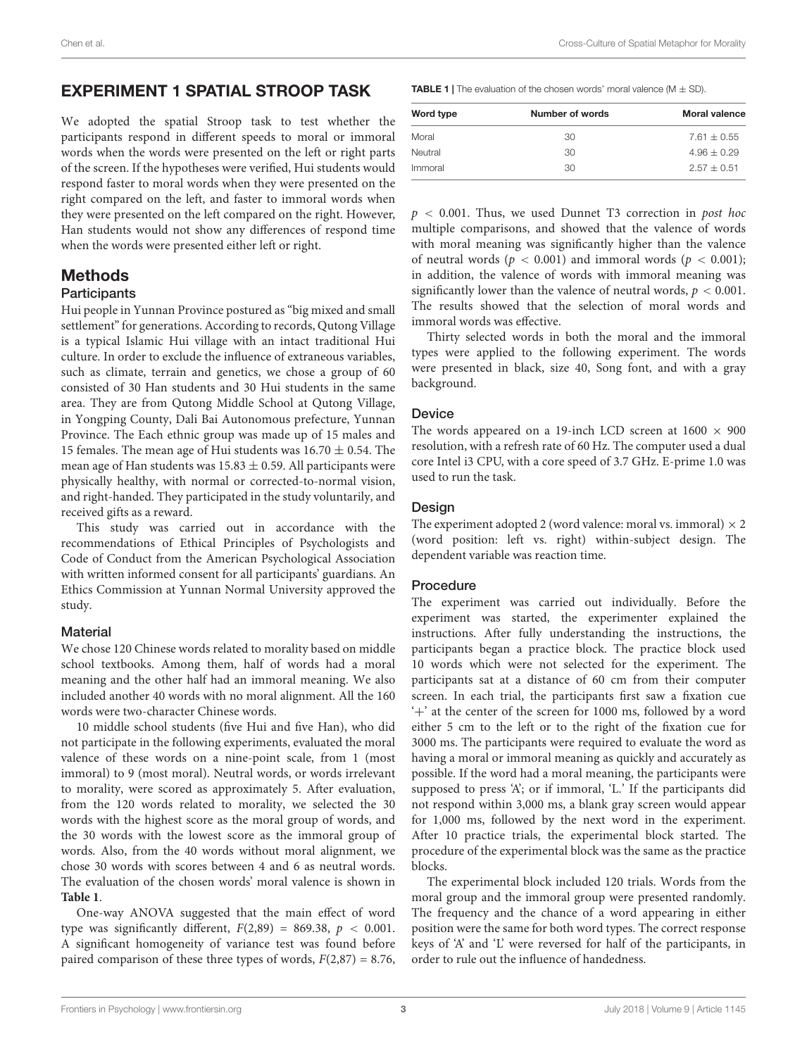## EXPERIMENT 1 SPATIAL STROOP TASK

We adopted the spatial Stroop task to test whether the participants respond in different speeds to moral or immoral words when the words were presented on the left or right parts of the screen. If the hypotheses were verified, Hui students would respond faster to moral words when they were presented on the right compared on the left, and faster to immoral words when they were presented on the left compared on the right. However, Han students would not show any differences of respond time when the words were presented either left or right.

## Methods

### Participants

Hui people in Yunnan Province postured as "big mixed and small settlement" for generations. According to records, Qutong Village is a typical Islamic Hui village with an intact traditional Hui culture. In order to exclude the influence of extraneous variables, such as climate, terrain and genetics, we chose a group of 60 consisted of 30 Han students and 30 Hui students in the same area. They are from Qutong Middle School at Qutong Village, in Yongping County, Dali Bai Autonomous prefecture, Yunnan Province. The Each ethnic group was made up of 15 males and 15 females. The mean age of Hui students was $16.70 \pm 0.54$. The mean age of Han students was $15.83 \pm 0.59$. All participants were physically healthy, with normal or corrected-to-normal vision, and right-handed. They participated in the study voluntarily, and received gifts as a reward.

This study was carried out in accordance with the recommendations of Ethical Principles of Psychologists and Code of Conduct from the American Psychological Association with written informed consent for all participants' guardians. An Ethics Commission at Yunnan Normal University approved the study.

### Material

We chose 120 Chinese words related to morality based on middle school textbooks. Among them, half of words had a moral meaning and the other half had an immoral meaning. We also included another 40 words with no moral alignment. All the 160 words were two-character Chinese words.

10 middle school students (five Hui and five Han), who did not participate in the following experiments, evaluated the moral valence of these words on a nine-point scale, from 1 (most immoral) to 9 (most moral). Neutral words, or words irrelevant to morality, were scored as approximately 5. After evaluation, from the 120 words related to morality, we selected the 30 words with the highest score as the moral group of words, and the 30 words with the lowest score as the immoral group of words. Also, from the 40 words without moral alignment, we chose 30 words with scores between 4 and 6 as neutral words. The evaluation of the chosen words' moral valence is shown in **Table 1**.

**TABLE 1** | The evaluation of the chosen words' moral valence (M ± SD).

| Word type | Number of words | Moral valence |
|---|---|---|
| Moral | 30 | $7.61 \pm 0.55$ |
| Neutral | 30 | $4.96 \pm 0.29$ |
| Immoral | 30 | $2.57 \pm 0.51$ |

One-way ANOVA suggested that the main effect of word type was significantly different, $F(2,89) = 869.38$, $p < 0.001$. A significant homogeneity of variance test was found before paired comparison of these three types of words, $F(2,87) = 8.76$, $p < 0.001$. Thus, we used Dunnet T3 correction in *post hoc* multiple comparisons, and showed that the valence of words with moral meaning was significantly higher than the valence of neutral words ($p < 0.001$) and immoral words ($p < 0.001$); in addition, the valence of words with immoral meaning was significantly lower than the valence of neutral words, $p < 0.001$. The results showed that the selection of moral words and immoral words was effective.

Thirty selected words in both the moral and the immoral types were applied to the following experiment. The words were presented in black, size 40, Song font, and with a gray background.

### Device

The words appeared on a 19-inch LCD screen at $1600 \times 900$ resolution, with a refresh rate of 60 Hz. The computer used a dual core Intel i3 CPU, with a core speed of 3.7 GHz. E-prime 1.0 was used to run the task.

### Design

The experiment adopted 2 (word valence: moral vs. immoral) × 2 (word position: left vs. right) within-subject design. The dependent variable was reaction time.

### Procedure

The experiment was carried out individually. Before the experiment was started, the experimenter explained the instructions. After fully understanding the instructions, the participants began a practice block. The practice block used 10 words which were not selected for the experiment. The participants sat at a distance of 60 cm from their computer screen. In each trial, the participants first saw a fixation cue '+' at the center of the screen for 1000 ms, followed by a word either 5 cm to the left or to the right of the fixation cue for 3000 ms. The participants were required to evaluate the word as having a moral or immoral meaning as quickly and accurately as possible. If the word had a moral meaning, the participants were supposed to press 'A'; or if immoral, 'L.' If the participants did not respond within 3,000 ms, a blank gray screen would appear for 1,000 ms, followed by the next word in the experiment. After 10 practice trials, the experimental block started. The procedure of the experimental block was the same as the practice blocks.

The experimental block included 120 trials. Words from the moral group and the immoral group were presented randomly. The frequency and the chance of a word appearing in either position were the same for both word types. The correct response keys of 'A' and 'L' were reversed for half of the participants, in order to rule out the influence of handedness.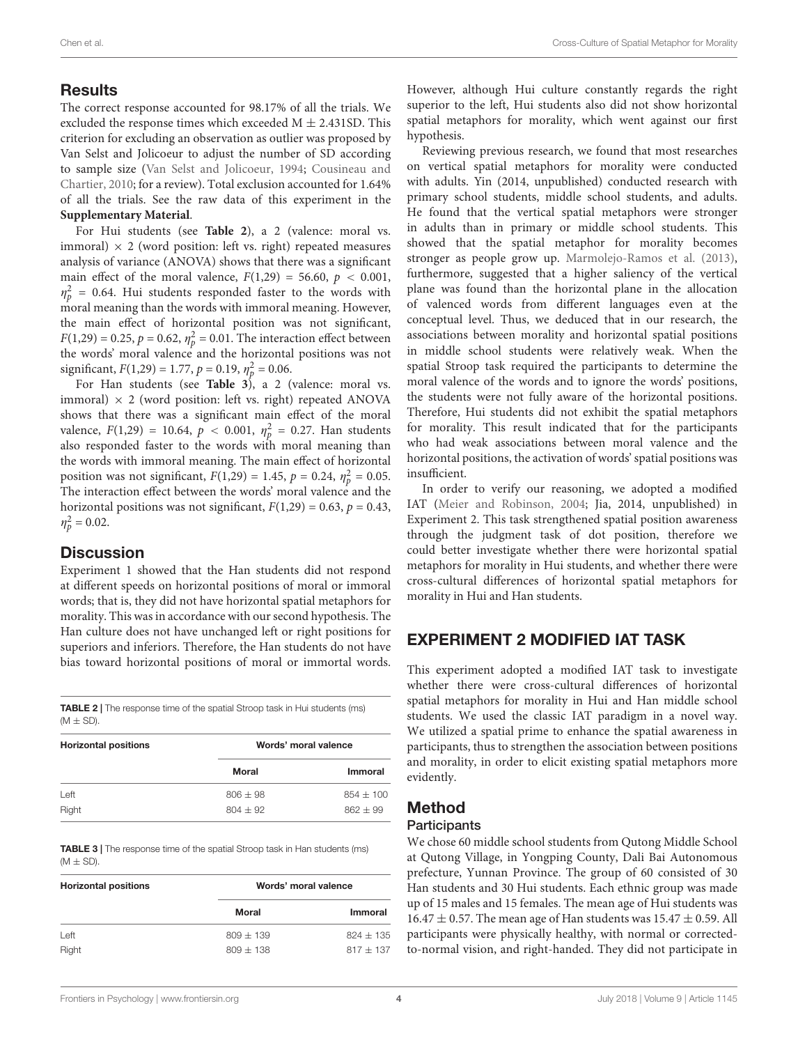## Results

The correct response accounted for 98.17% of all the trials. We excluded the response times which exceeded M ± 2.431SD. This criterion for excluding an observation as outlier was proposed by Van Selst and Jolicoeur to adjust the number of SD according to sample size (Van Selst and Jolicoeur, 1994; Cousineau and Chartier, 2010; for a review). Total exclusion accounted for 1.64% of all the trials. See the raw data of this experiment in the **Supplementary Material**.

For Hui students (see **Table 2**), a 2 (valence: moral vs. immoral) × 2 (word position: left vs. right) repeated measures analysis of variance (ANOVA) shows that there was a significant main effect of the moral valence, $F(1,29) = 56.60$, $p < 0.001$, $\eta_p^2 = 0.64$. Hui students responded faster to the words with moral meaning than the words with immoral meaning. However, the main effect of horizontal position was not significant, $F(1,29) = 0.25$, $p = 0.62$, $\eta_p^2 = 0.01$. The interaction effect between the words' moral valence and the horizontal positions was not significant, $F(1,29) = 1.77$, $p = 0.19$, $\eta_p^2 = 0.06$.

For Han students (see **Table 3**), a 2 (valence: moral vs. immoral) × 2 (word position: left vs. right) repeated ANOVA shows that there was a significant main effect of the moral valence, $F(1,29) = 10.64$, $p < 0.001$, $\eta_p^2 = 0.27$. Han students also responded faster to the words with moral meaning than the words with immoral meaning. The main effect of horizontal position was not significant, $F(1,29) = 1.45$, $p = 0.24$, $\eta_p^2 = 0.05$. The interaction effect between the words' moral valence and the horizontal positions was not significant, $F(1,29) = 0.63$, $p = 0.43$, $\eta_p^2 = 0.02$.

## Discussion

Experiment 1 showed that the Han students did not respond at different speeds on horizontal positions of moral or immoral words; that is, they did not have horizontal spatial metaphors for morality. This was in accordance with our second hypothesis. The Han culture does not have unchanged left or right positions for superiors and inferiors. Therefore, the Han students do not have bias toward horizontal positions of moral or immortal words.

**TABLE 2 |** The response time of the spatial Stroop task in Hui students (ms) (M ± SD).

| Horizontal positions | Words' moral valence | |
|---|---|---|
| | **Moral** | **Immoral** |
| Left | 806 ± 98 | 854 ± 100 |
| Right | 804 ± 92 | 862 ± 99 |

**TABLE 3 |** The response time of the spatial Stroop task in Han students (ms) (M ± SD).

| Horizontal positions | Words' moral valence | |
|---|---|---|
| | **Moral** | **Immoral** |
| Left | 809 ± 139 | 824 ± 135 |
| Right | 809 ± 138 | 817 ± 137 |

However, although Hui culture constantly regards the right superior to the left, Hui students also did not show horizontal spatial metaphors for morality, which went against our first hypothesis.

Reviewing previous research, we found that most researches on vertical spatial metaphors for morality were conducted with adults. Yin (2014, unpublished) conducted research with primary school students, middle school students, and adults. He found that the vertical spatial metaphors were stronger in adults than in primary or middle school students. This showed that the spatial metaphor for morality becomes stronger as people grow up. Marmolejo-Ramos et al. (2013), furthermore, suggested that a higher saliency of the vertical plane was found than the horizontal plane in the allocation of valenced words from different languages even at the conceptual level. Thus, we deduced that in our research, the associations between morality and horizontal spatial positions in middle school students were relatively weak. When the spatial Stroop task required the participants to determine the moral valence of the words and to ignore the words' positions, the students were not fully aware of the horizontal positions. Therefore, Hui students did not exhibit the spatial metaphors for morality. This result indicated that for the participants who had weak associations between moral valence and the horizontal positions, the activation of words' spatial positions was insufficient.

In order to verify our reasoning, we adopted a modified IAT (Meier and Robinson, 2004; Jia, 2014, unpublished) in Experiment 2. This task strengthened spatial position awareness through the judgment task of dot position, therefore we could better investigate whether there were horizontal spatial metaphors for morality in Hui students, and whether there were cross-cultural differences of horizontal spatial metaphors for morality in Hui and Han students.

## EXPERIMENT 2 MODIFIED IAT TASK

This experiment adopted a modified IAT task to investigate whether there were cross-cultural differences of horizontal spatial metaphors for morality in Hui and Han middle school students. We used the classic IAT paradigm in a novel way. We utilized a spatial prime to enhance the spatial awareness in participants, thus to strengthen the association between positions and morality, in order to elicit existing spatial metaphors more evidently.

## Method

### Participants

We chose 60 middle school students from Qutong Middle School at Qutong Village, in Yongping County, Dali Bai Autonomous prefecture, Yunnan Province. The group of 60 consisted of 30 Han students and 30 Hui students. Each ethnic group was made up of 15 males and 15 females. The mean age of Hui students was 16.47 ± 0.57. The mean age of Han students was 15.47 ± 0.59. All participants were physically healthy, with normal or corrected-to-normal vision, and right-handed. They did not participate in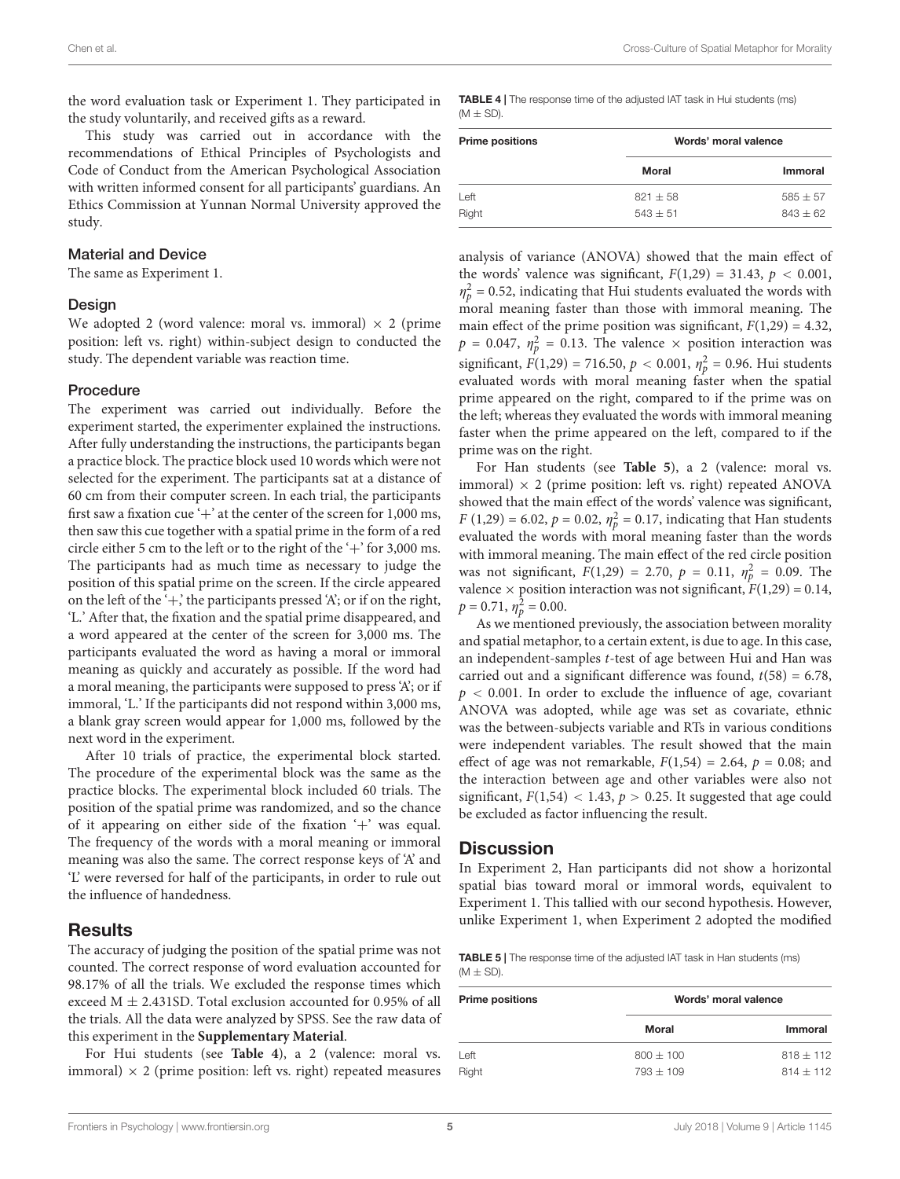the word evaluation task or Experiment 1. They participated in the study voluntarily, and received gifts as a reward.

This study was carried out in accordance with the recommendations of Ethical Principles of Psychologists and Code of Conduct from the American Psychological Association with written informed consent for all participants' guardians. An Ethics Commission at Yunnan Normal University approved the study.

### Material and Device

The same as Experiment 1.

### Design

We adopted 2 (word valence: moral vs. immoral) × 2 (prime position: left vs. right) within-subject design to conducted the study. The dependent variable was reaction time.

### Procedure

The experiment was carried out individually. Before the experiment started, the experimenter explained the instructions. After fully understanding the instructions, the participants began a practice block. The practice block used 10 words which were not selected for the experiment. The participants sat at a distance of 60 cm from their computer screen. In each trial, the participants first saw a fixation cue '+' at the center of the screen for 1,000 ms, then saw this cue together with a spatial prime in the form of a red circle either 5 cm to the left or to the right of the '+' for 3,000 ms. The participants had as much time as necessary to judge the position of this spatial prime on the screen. If the circle appeared on the left of the '+,' the participants pressed 'A'; or if on the right, 'L.' After that, the fixation and the spatial prime disappeared, and a word appeared at the center of the screen for 3,000 ms. The participants evaluated the word as having a moral or immoral meaning as quickly and accurately as possible. If the word had a moral meaning, the participants were supposed to press 'A'; or if immoral, 'L.' If the participants did not respond within 3,000 ms, a blank gray screen would appear for 1,000 ms, followed by the next word in the experiment.

After 10 trials of practice, the experimental block started. The procedure of the experimental block was the same as the practice blocks. The experimental block included 60 trials. The position of the spatial prime was randomized, and so the chance of it appearing on either side of the fixation '+' was equal. The frequency of the words with a moral meaning or immoral meaning was also the same. The correct response keys of 'A' and 'L' were reversed for half of the participants, in order to rule out the influence of handedness.

## Results

The accuracy of judging the position of the spatial prime was not counted. The correct response of word evaluation accounted for 98.17% of all the trials. We excluded the response times which exceed M ± 2.431SD. Total exclusion accounted for 0.95% of all the trials. All the data were analyzed by SPSS. See the raw data of this experiment in the **Supplementary Material**.

For Hui students (see **Table 4**), a 2 (valence: moral vs. immoral) × 2 (prime position: left vs. right) repeated measures analysis of variance (ANOVA) showed that the main effect of the words' valence was significant, $F(1,29) = 31.43$, $p < 0.001$, $\eta_p^2 = 0.52$, indicating that Hui students evaluated the words with moral meaning faster than those with immoral meaning. The main effect of the prime position was significant, $F(1,29) = 4.32$, $p = 0.047$, $\eta_p^2 = 0.13$. The valence × position interaction was significant, $F(1,29) = 716.50$, $p < 0.001$, $\eta_p^2 = 0.96$. Hui students evaluated words with moral meaning faster when the spatial prime appeared on the right, compared to if the prime was on the left; whereas they evaluated the words with immoral meaning faster when the prime appeared on the left, compared to if the prime was on the right.

**TABLE 4** | The response time of the adjusted IAT task in Hui students (ms) (M ± SD).

| Prime positions | Words' moral valence | |
|---|---|---|
| | **Moral** | **Immoral** |
| Left | 821 ± 58 | 585 ± 57 |
| Right | 543 ± 51 | 843 ± 62 |

For Han students (see **Table 5**), a 2 (valence: moral vs. immoral) × 2 (prime position: left vs. right) repeated ANOVA showed that the main effect of the words' valence was significant, $F(1,29) = 6.02$, $p = 0.02$, $\eta_p^2 = 0.17$, indicating that Han students evaluated the words with moral meaning faster than the words with immoral meaning. The main effect of the red circle position was not significant, $F(1,29) = 2.70$, $p = 0.11$, $\eta_p^2 = 0.09$. The valence × position interaction was not significant, $F(1,29) = 0.14$, $p = 0.71$, $\eta_p^2 = 0.00$.

As we mentioned previously, the association between morality and spatial metaphor, to a certain extent, is due to age. In this case, an independent-samples *t*-test of age between Hui and Han was carried out and a significant difference was found, $t(58) = 6.78$, $p < 0.001$. In order to exclude the influence of age, covariant ANOVA was adopted, while age was set as covariate, ethnic was the between-subjects variable and RTs in various conditions were independent variables. The result showed that the main effect of age was not remarkable, $F(1,54) = 2.64$, $p = 0.08$; and the interaction between age and other variables were also not significant, $F(1,54) < 1.43$, $p > 0.25$. It suggested that age could be excluded as factor influencing the result.

## Discussion

In Experiment 2, Han participants did not show a horizontal spatial bias toward moral or immoral words, equivalent to Experiment 1. This tallied with our second hypothesis. However, unlike Experiment 1, when Experiment 2 adopted the modified

**TABLE 5** | The response time of the adjusted IAT task in Han students (ms) (M ± SD).

| Prime positions | Words' moral valence | |
|---|---|---|
| | **Moral** | **Immoral** |
| Left | 800 ± 100 | 818 ± 112 |
| Right | 793 ± 109 | 814 ± 112 |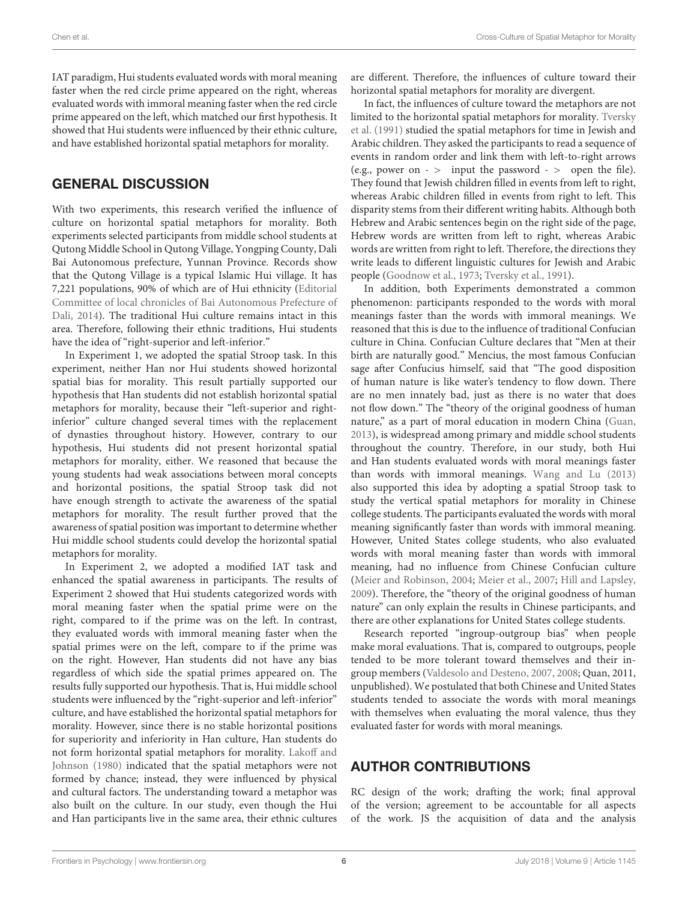IAT paradigm, Hui students evaluated words with moral meaning faster when the red circle prime appeared on the right, whereas evaluated words with immoral meaning faster when the red circle prime appeared on the left, which matched our first hypothesis. It showed that Hui students were influenced by their ethnic culture, and have established horizontal spatial metaphors for morality.

## GENERAL DISCUSSION

With two experiments, this research verified the influence of culture on horizontal spatial metaphors for morality. Both experiments selected participants from middle school students at Qutong Middle School in Qutong Village, Yongping County, Dali Bai Autonomous prefecture, Yunnan Province. Records show that the Qutong Village is a typical Islamic Hui village. It has 7,221 populations, 90% of which are of Hui ethnicity (Editorial Committee of local chronicles of Bai Autonomous Prefecture of Dali, 2014). The traditional Hui culture remains intact in this area. Therefore, following their ethnic traditions, Hui students have the idea of "right-superior and left-inferior."

In Experiment 1, we adopted the spatial Stroop task. In this experiment, neither Han nor Hui students showed horizontal spatial bias for morality. This result partially supported our hypothesis that Han students did not establish horizontal spatial metaphors for morality, because their "left-superior and right-inferior" culture changed several times with the replacement of dynasties throughout history. However, contrary to our hypothesis, Hui students did not present horizontal spatial metaphors for morality, either. We reasoned that because the young students had weak associations between moral concepts and horizontal positions, the spatial Stroop task did not have enough strength to activate the awareness of the spatial metaphors for morality. The result further proved that the awareness of spatial position was important to determine whether Hui middle school students could develop the horizontal spatial metaphors for morality.

In Experiment 2, we adopted a modified IAT task and enhanced the spatial awareness in participants. The results of Experiment 2 showed that Hui students categorized words with moral meaning faster when the spatial prime were on the right, compared to if the prime was on the left. In contrast, they evaluated words with immoral meaning faster when the spatial primes were on the left, compare to if the prime was on the right. However, Han students did not have any bias regardless of which side the spatial primes appeared on. The results fully supported our hypothesis. That is, Hui middle school students were influenced by the "right-superior and left-inferior" culture, and have established the horizontal spatial metaphors for morality. However, since there is no stable horizontal positions for superiority and inferiority in Han culture, Han students do not form horizontal spatial metaphors for morality. Lakoff and Johnson (1980) indicated that the spatial metaphors were not formed by chance; instead, they were influenced by physical and cultural factors. The understanding toward a metaphor was also built on the culture. In our study, even though the Hui and Han participants live in the same area, their ethnic cultures are different. Therefore, the influences of culture toward their horizontal spatial metaphors for morality are divergent.

In fact, the influences of culture toward the metaphors are not limited to the horizontal spatial metaphors for morality. Tversky et al. (1991) studied the spatial metaphors for time in Jewish and Arabic children. They asked the participants to read a sequence of events in random order and link them with left-to-right arrows (e.g., power on - > input the password - > open the file). They found that Jewish children filled in events from left to right, whereas Arabic children filled in events from right to left. This disparity stems from their different writing habits. Although both Hebrew and Arabic sentences begin on the right side of the page, Hebrew words are written from left to right, whereas Arabic words are written from right to left. Therefore, the directions they write leads to different linguistic cultures for Jewish and Arabic people (Goodnow et al., 1973; Tversky et al., 1991).

In addition, both Experiments demonstrated a common phenomenon: participants responded to the words with moral meanings faster than the words with immoral meanings. We reasoned that this is due to the influence of traditional Confucian culture in China. Confucian Culture declares that "Men at their birth are naturally good." Mencius, the most famous Confucian sage after Confucius himself, said that "The good disposition of human nature is like water's tendency to flow down. There are no men innately bad, just as there is no water that does not flow down." The "theory of the original goodness of human nature," as a part of moral education in modern China (Guan, 2013), is widespread among primary and middle school students throughout the country. Therefore, in our study, both Hui and Han students evaluated words with moral meanings faster than words with immoral meanings. Wang and Lu (2013) also supported this idea by adopting a spatial Stroop task to study the vertical spatial metaphors for morality in Chinese college students. The participants evaluated the words with moral meaning significantly faster than words with immoral meaning. However, United States college students, who also evaluated words with moral meaning faster than words with immoral meaning, had no influence from Chinese Confucian culture (Meier and Robinson, 2004; Meier et al., 2007; Hill and Lapsley, 2009). Therefore, the "theory of the original goodness of human nature" can only explain the results in Chinese participants, and there are other explanations for United States college students.

Research reported "ingroup-outgroup bias" when people make moral evaluations. That is, compared to outgroups, people tended to be more tolerant toward themselves and their in-group members (Valdesolo and Desteno, 2007, 2008; Quan, 2011, unpublished). We postulated that both Chinese and United States students tended to associate the words with moral meanings with themselves when evaluating the moral valence, thus they evaluated faster for words with moral meanings.

## AUTHOR CONTRIBUTIONS

RC design of the work; drafting the work; final approval of the version; agreement to be accountable for all aspects of the work. JS the acquisition of data and the analysis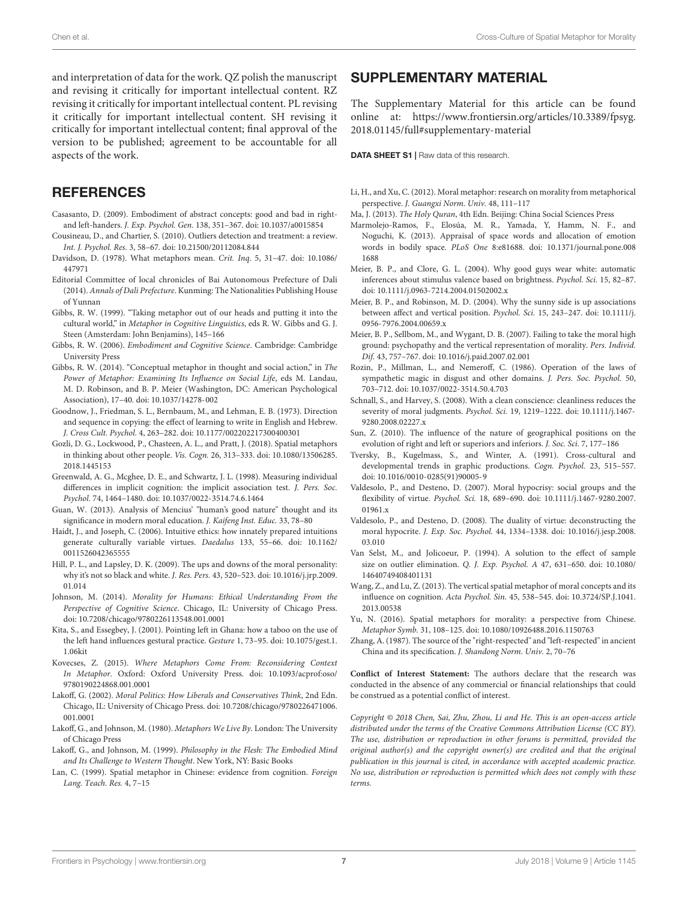and interpretation of data for the work. QZ polish the manuscript and revising it critically for important intellectual content. RZ revising it critically for important intellectual content. PL revising it critically for important intellectual content. SH revising it critically for important intellectual content; final approval of the version to be published; agreement to be accountable for all aspects of the work.

## SUPPLEMENTARY MATERIAL

The Supplementary Material for this article can be found online at: https://www.frontiersin.org/articles/10.3389/fpsyg.2018.01145/full#supplementary-material

**DATA SHEET S1 |** Raw data of this research.

## REFERENCES

Casasanto, D. (2009). Embodiment of abstract concepts: good and bad in right- and left-handers. *J. Exp. Psychol. Gen.* 138, 351–367. doi: 10.1037/a0015854

Cousineau, D., and Chartier, S. (2010). Outliers detection and treatment: a review. *Int. J. Psychol. Res.* 3, 58–67. doi: 10.21500/20112084.844

Davidson, D. (1978). What metaphors mean. *Crit. Inq.* 5, 31–47. doi: 10.1086/447971

Editorial Committee of local chronicles of Bai Autonomous Prefecture of Dali (2014). *Annals of Dali Prefecture*. Kunming: The Nationalities Publishing House of Yunnan

Gibbs, R. W. (1999). "Taking metaphor out of our heads and putting it into the cultural world," in *Metaphor in Cognitive Linguistics*, eds R. W. Gibbs and G. J. Steen (Amsterdam: John Benjamins), 145–166

Gibbs, R. W. (2006). *Embodiment and Cognitive Science*. Cambridge: Cambridge University Press

Gibbs, R. W. (2014). "Conceptual metaphor in thought and social action," in *The Power of Metaphor: Examining Its Influence on Social Life*, eds M. Landau, M. D. Robinson, and B. P. Meier (Washington, DC: American Psychological Association), 17–40. doi: 10.1037/14278-002

Goodnow, J., Friedman, S. L., Bernbaum, M., and Lehman, E. B. (1973). Direction and sequence in copying: the effect of learning to write in English and Hebrew. *J. Cross Cult. Psychol.* 4, 263–282. doi: 10.1177/002202217300400301

Gozli, D. G., Lockwood, P., Chasteen, A. L., and Pratt, J. (2018). Spatial metaphors in thinking about other people. *Vis. Cogn.* 26, 313–333. doi: 10.1080/13506285.2018.1445153

Greenwald, A. G., Mcghee, D. E., and Schwartz, J. L. K. (1998). Measuring individual differences in implicit cognition: the implicit association test. *J. Pers. Soc. Psychol.* 74, 1464–1480. doi: 10.1037/0022-3514.74.6.1464

Guan, W. (2013). Analysis of Mencius' "human's good nature" thought and its significance in modern moral education. *J. Kaifeng Inst. Educ.* 33, 78–80

Haidt, J., and Joseph, C. (2006). Intuitive ethics: how innately prepared intuitions generate culturally variable virtues. *Daedalus* 133, 55–66. doi: 10.1162/0011526042365555

Hill, P. L., and Lapsley, D. K. (2009). The ups and downs of the moral personality: why it's not so black and white. *J. Res. Pers.* 43, 520–523. doi: 10.1016/j.jrp.2009.01.014

Johnson, M. (2014). *Morality for Humans: Ethical Understanding From the Perspective of Cognitive Science*. Chicago, IL: University of Chicago Press. doi: 10.7208/chicago/9780226113548.001.0001

Kita, S., and Essegbey, J. (2001). Pointing left in Ghana: how a taboo on the use of the left hand influences gestural practice. *Gesture* 1, 73–95. doi: 10.1075/gest.1.1.06kit

Kovecses, Z. (2015). *Where Metaphors Come From: Reconsidering Context In Metaphor*. Oxford: Oxford University Press. doi: 10.1093/acprof:oso/9780190224868.001.0001

Lakoff, G. (2002). *Moral Politics: How Liberals and Conservatives Think*, 2nd Edn. Chicago, IL: University of Chicago Press. doi: 10.7208/chicago/9780226471006.001.0001

Lakoff, G., and Johnson, M. (1980). *Metaphors We Live By*. London: The University of Chicago Press

Lakoff, G., and Johnson, M. (1999). *Philosophy in the Flesh: The Embodied Mind and Its Challenge to Western Thought*. New York, NY: Basic Books

Lan, C. (1999). Spatial metaphor in Chinese: evidence from cognition. *Foreign Lang. Teach. Res.* 4, 7–15

Li, H., and Xu, C. (2012). Moral metaphor: research on morality from metaphorical perspective. *J. Guangxi Norm. Univ.* 48, 111–117

Ma, J. (2013). *The Holy Quran*, 4th Edn. Beijing: China Social Sciences Press

Marmolejo-Ramos, F., Elosúa, M. R., Yamada, Y, Hamm, N. F., and Noguchi, K. (2013). Appraisal of space words and allocation of emotion words in bodily space. *PLoS One* 8:e81688. doi: 10.1371/journal.pone.0081688

Meier, B. P., and Clore, G. L. (2004). Why good guys wear white: automatic inferences about stimulus valence based on brightness. *Psychol. Sci.* 15, 82–87. doi: 10.1111/j.0963-7214.2004.01502002.x

Meier, B. P., and Robinson, M. D. (2004). Why the sunny side is up associations between affect and vertical position. *Psychol. Sci.* 15, 243–247. doi: 10.1111/j.0956-7976.2004.00659.x

Meier, B. P., Sellbom, M., and Wygant, D. B. (2007). Failing to take the moral high ground: psychopathy and the vertical representation of morality. *Pers. Individ. Dif.* 43, 757–767. doi: 10.1016/j.paid.2007.02.001

Rozin, P., Millman, L., and Nemeroff, C. (1986). Operation of the laws of sympathetic magic in disgust and other domains. *J. Pers. Soc. Psychol.* 50, 703–712. doi: 10.1037/0022-3514.50.4.703

Schnall, S., and Harvey, S. (2008). With a clean conscience: cleanliness reduces the severity of moral judgments. *Psychol. Sci.* 19, 1219–1222. doi: 10.1111/j.1467-9280.2008.02227.x

Sun, Z. (2010). The influence of the nature of geographical positions on the evolution of right and left or superiors and inferiors. *J. Soc. Sci.* 7, 177–186

Tversky, B., Kugelmass, S., and Winter, A. (1991). Cross-cultural and developmental trends in graphic productions. *Cogn. Psychol.* 23, 515–557. doi: 10.1016/0010-0285(91)90005-9

Valdesolo, P., and Desteno, D. (2007). Moral hypocrisy: social groups and the flexibility of virtue. *Psychol. Sci.* 18, 689–690. doi: 10.1111/j.1467-9280.2007.01961.x

Valdesolo, P., and Desteno, D. (2008). The duality of virtue: deconstructing the moral hypocrite. *J. Exp. Soc. Psychol.* 44, 1334–1338. doi: 10.1016/j.jesp.2008.03.010

Van Selst, M., and Jolicoeur, P. (1994). A solution to the effect of sample size on outlier elimination. *Q. J. Exp. Psychol. A* 47, 631–650. doi: 10.1080/14640749408401131

Wang, Z., and Lu, Z. (2013). The vertical spatial metaphor of moral concepts and its influence on cognition. *Acta Psychol. Sin.* 45, 538–545. doi: 10.3724/SP.J.1041.2013.00538

Yu, N. (2016). Spatial metaphors for morality: a perspective from Chinese. *Metaphor Symb.* 31, 108–125. doi: 10.1080/10926488.2016.1150763

Zhang, A. (1987). The source of the "right-respected" and "left-respected" in ancient China and its specification. *J. Shandong Norm. Univ.* 2, 70–76

**Conflict of Interest Statement:** The authors declare that the research was conducted in the absence of any commercial or financial relationships that could be construed as a potential conflict of interest.

*Copyright © 2018 Chen, Sai, Zhu, Zhou, Li and He. This is an open-access article distributed under the terms of the Creative Commons Attribution License (CC BY). The use, distribution or reproduction in other forums is permitted, provided the original author(s) and the copyright owner(s) are credited and that the original publication in this journal is cited, in accordance with accepted academic practice. No use, distribution or reproduction is permitted which does not comply with these terms.*